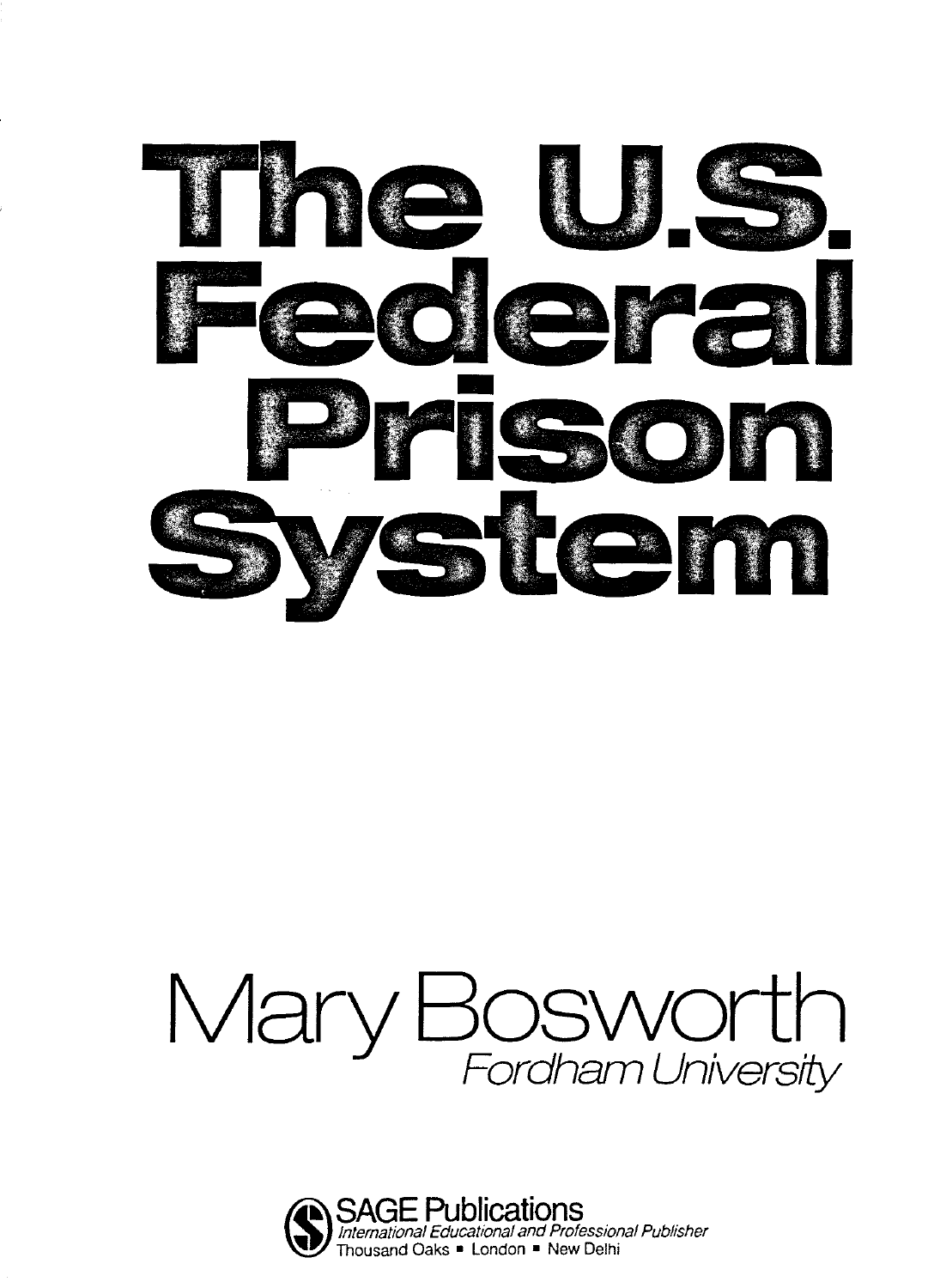# The U.S. Federal Prison System

## Mary Bosworth

*Fordham University*

SAGE Publications
*International Educational and Professional Publisher*
Thousand Oaks ▪ London ▪ New Delhi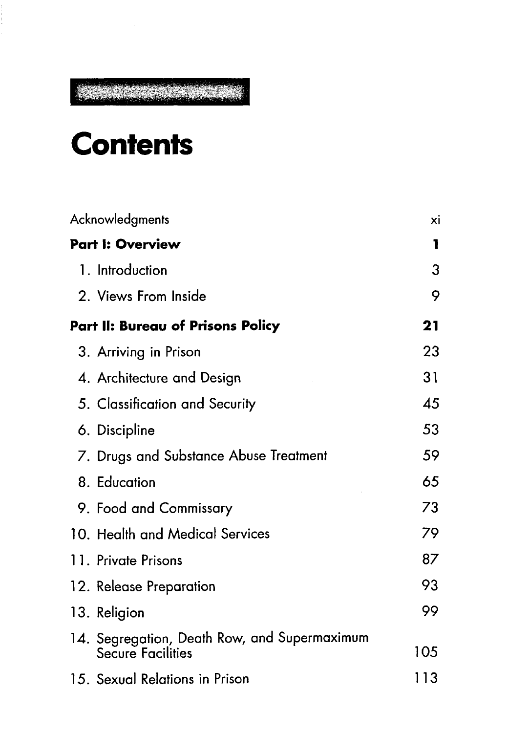# Contents

| | |
|---|---|
| Acknowledgments | xi |
| **Part I: Overview** | **1** |
| 1. Introduction | 3 |
| 2. Views From Inside | 9 |
| **Part II: Bureau of Prisons Policy** | **21** |
| 3. Arriving in Prison | 23 |
| 4. Architecture and Design | 31 |
| 5. Classification and Security | 45 |
| 6. Discipline | 53 |
| 7. Drugs and Substance Abuse Treatment | 59 |
| 8. Education | 65 |
| 9. Food and Commissary | 73 |
| 10. Health and Medical Services | 79 |
| 11. Private Prisons | 87 |
| 12. Release Preparation | 93 |
| 13. Religion | 99 |
| 14. Segregation, Death Row, and Supermaximum Secure Facilities | 105 |
| 15. Sexual Relations in Prison | 113 |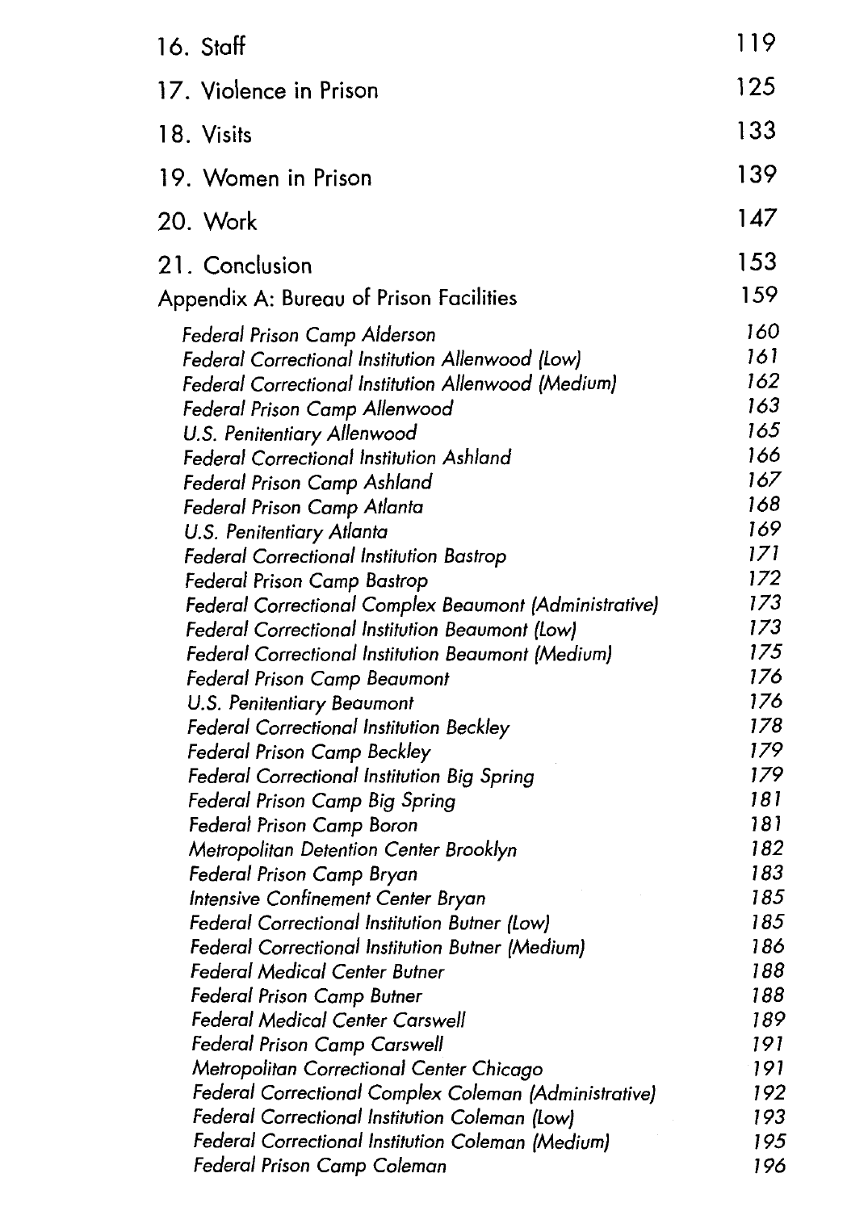| | |
|---|---|
| 16. Staff | 119 |
| 17. Violence in Prison | 125 |
| 18. Visits | 133 |
| 19. Women in Prison | 139 |
| 20. Work | 147 |
| 21. Conclusion | 153 |
| Appendix A: Bureau of Prison Facilities | 159 |
| *Federal Prison Camp Alderson* | *160* |
| *Federal Correctional Institution Allenwood (Low)* | *161* |
| *Federal Correctional Institution Allenwood (Medium)* | *162* |
| *Federal Prison Camp Allenwood* | *163* |
| *U.S. Penitentiary Allenwood* | *165* |
| *Federal Correctional Institution Ashland* | *166* |
| *Federal Prison Camp Ashland* | *167* |
| *Federal Prison Camp Atlanta* | *168* |
| *U.S. Penitentiary Atlanta* | *169* |
| *Federal Correctional Institution Bastrop* | *171* |
| *Federal Prison Camp Bastrop* | *172* |
| *Federal Correctional Complex Beaumont (Administrative)* | *173* |
| *Federal Correctional Institution Beaumont (Low)* | *173* |
| *Federal Correctional Institution Beaumont (Medium)* | *175* |
| *Federal Prison Camp Beaumont* | *176* |
| *U.S. Penitentiary Beaumont* | *176* |
| *Federal Correctional Institution Beckley* | *178* |
| *Federal Prison Camp Beckley* | *179* |
| *Federal Correctional Institution Big Spring* | *179* |
| *Federal Prison Camp Big Spring* | *181* |
| *Federal Prison Camp Boron* | *181* |
| *Metropolitan Detention Center Brooklyn* | *182* |
| *Federal Prison Camp Bryan* | *183* |
| *Intensive Confinement Center Bryan* | *185* |
| *Federal Correctional Institution Butner (Low)* | *185* |
| *Federal Correctional Institution Butner (Medium)* | *186* |
| *Federal Medical Center Butner* | *188* |
| *Federal Prison Camp Butner* | *188* |
| *Federal Medical Center Carswell* | *189* |
| *Federal Prison Camp Carswell* | *191* |
| *Metropolitan Correctional Center Chicago* | *191* |
| *Federal Correctional Complex Coleman (Administrative)* | *192* |
| *Federal Correctional Institution Coleman (Low)* | *193* |
| *Federal Correctional Institution Coleman (Medium)* | *195* |
| *Federal Prison Camp Coleman* | *196* |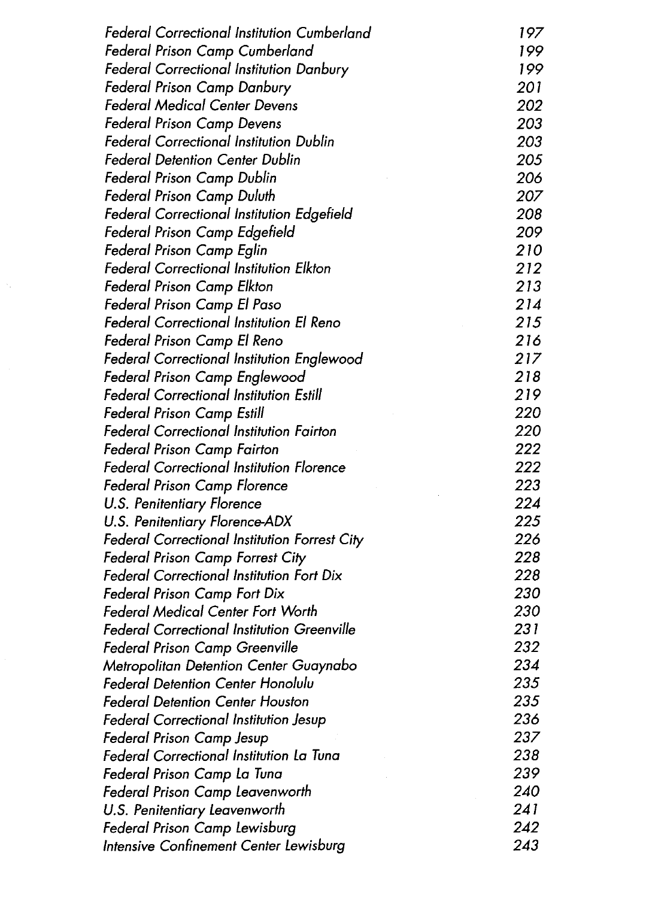*Federal Correctional Institution Cumberland* 197
*Federal Prison Camp Cumberland* 199
*Federal Correctional Institution Danbury* 199
*Federal Prison Camp Danbury* 201
*Federal Medical Center Devens* 202
*Federal Prison Camp Devens* 203
*Federal Correctional Institution Dublin* 203
*Federal Detention Center Dublin* 205
*Federal Prison Camp Dublin* 206
*Federal Prison Camp Duluth* 207
*Federal Correctional Institution Edgefield* 208
*Federal Prison Camp Edgefield* 209
*Federal Prison Camp Eglin* 210
*Federal Correctional Institution Elkton* 212
*Federal Prison Camp Elkton* 213
*Federal Prison Camp El Paso* 214
*Federal Correctional Institution El Reno* 215
*Federal Prison Camp El Reno* 216
*Federal Correctional Institution Englewood* 217
*Federal Prison Camp Englewood* 218
*Federal Correctional Institution Estill* 219
*Federal Prison Camp Estill* 220
*Federal Correctional Institution Fairton* 220
*Federal Prison Camp Fairton* 222
*Federal Correctional Institution Florence* 222
*Federal Prison Camp Florence* 223
*U.S. Penitentiary Florence* 224
*U.S. Penitentiary Florence-ADX* 225
*Federal Correctional Institution Forrest City* 226
*Federal Prison Camp Forrest City* 228
*Federal Correctional Institution Fort Dix* 228
*Federal Prison Camp Fort Dix* 230
*Federal Medical Center Fort Worth* 230
*Federal Correctional Institution Greenville* 231
*Federal Prison Camp Greenville* 232
*Metropolitan Detention Center Guaynabo* 234
*Federal Detention Center Honolulu* 235
*Federal Detention Center Houston* 235
*Federal Correctional Institution Jesup* 236
*Federal Prison Camp Jesup* 237
*Federal Correctional Institution La Tuna* 238
*Federal Prison Camp La Tuna* 239
*Federal Prison Camp Leavenworth* 240
*U.S. Penitentiary Leavenworth* 241
*Federal Prison Camp Lewisburg* 242
*Intensive Confinement Center Lewisburg* 243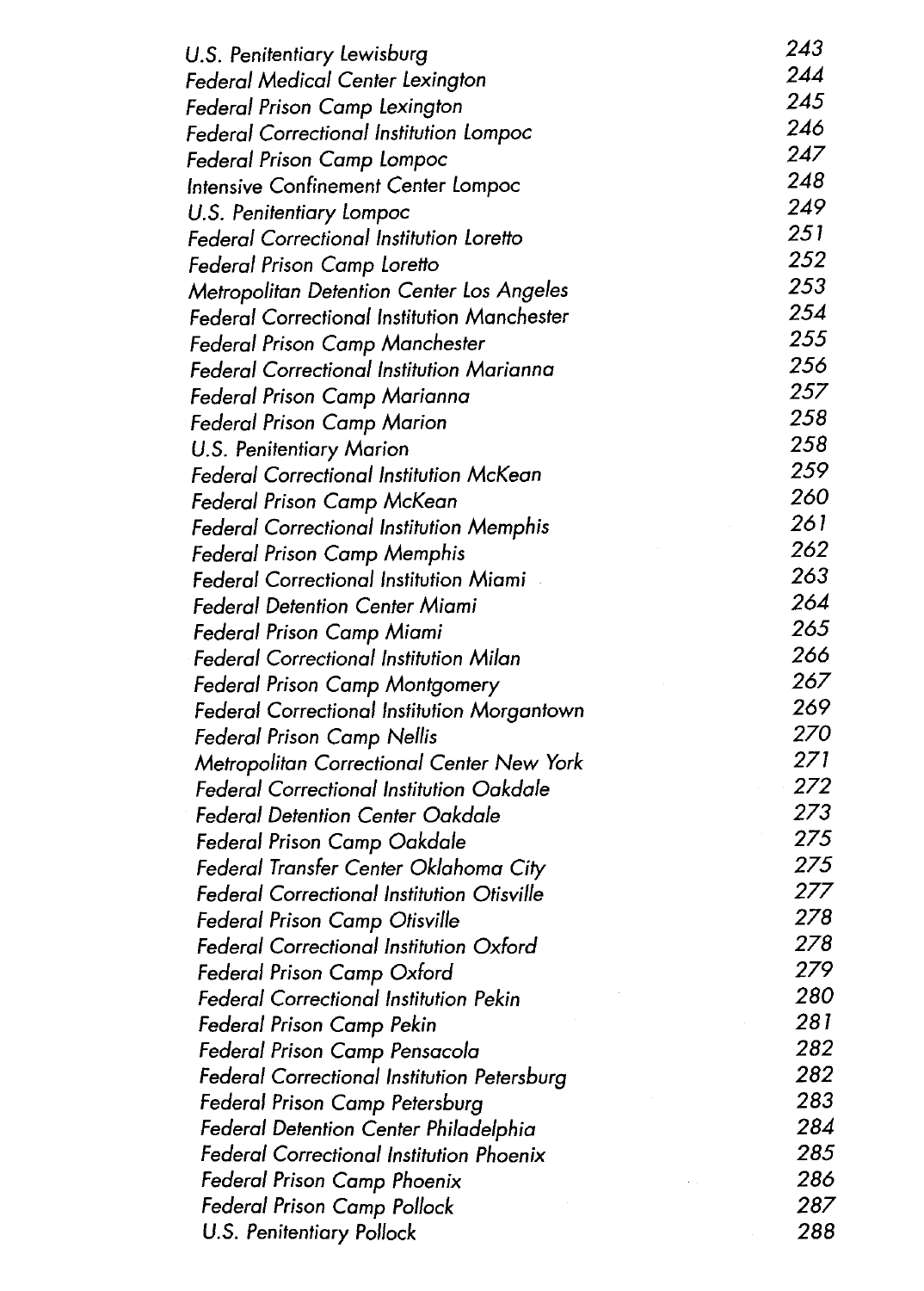| | |
|---|---|
| *U.S. Penitentiary Lewisburg* | *243* |
| *Federal Medical Center Lexington* | *244* |
| *Federal Prison Camp Lexington* | *245* |
| *Federal Correctional Institution Lompoc* | *246* |
| *Federal Prison Camp Lompoc* | *247* |
| *Intensive Confinement Center Lompoc* | *248* |
| *U.S. Penitentiary Lompoc* | *249* |
| *Federal Correctional Institution Loretto* | *251* |
| *Federal Prison Camp Loretto* | *252* |
| *Metropolitan Detention Center Los Angeles* | *253* |
| *Federal Correctional Institution Manchester* | *254* |
| *Federal Prison Camp Manchester* | *255* |
| *Federal Correctional Institution Marianna* | *256* |
| *Federal Prison Camp Marianna* | *257* |
| *Federal Prison Camp Marion* | *258* |
| *U.S. Penitentiary Marion* | *258* |
| *Federal Correctional Institution McKean* | *259* |
| *Federal Prison Camp McKean* | *260* |
| *Federal Correctional Institution Memphis* | *261* |
| *Federal Prison Camp Memphis* | *262* |
| *Federal Correctional Institution Miami* | *263* |
| *Federal Detention Center Miami* | *264* |
| *Federal Prison Camp Miami* | *265* |
| *Federal Correctional Institution Milan* | *266* |
| *Federal Prison Camp Montgomery* | *267* |
| *Federal Correctional Institution Morgantown* | *269* |
| *Federal Prison Camp Nellis* | *270* |
| *Metropolitan Correctional Center New York* | *271* |
| *Federal Correctional Institution Oakdale* | *272* |
| *Federal Detention Center Oakdale* | *273* |
| *Federal Prison Camp Oakdale* | *275* |
| *Federal Transfer Center Oklahoma City* | *275* |
| *Federal Correctional Institution Otisville* | *277* |
| *Federal Prison Camp Otisville* | *278* |
| *Federal Correctional Institution Oxford* | *278* |
| *Federal Prison Camp Oxford* | *279* |
| *Federal Correctional Institution Pekin* | *280* |
| *Federal Prison Camp Pekin* | *281* |
| *Federal Prison Camp Pensacola* | *282* |
| *Federal Correctional Institution Petersburg* | *282* |
| *Federal Prison Camp Petersburg* | *283* |
| *Federal Detention Center Philadelphia* | *284* |
| *Federal Correctional Institution Phoenix* | *285* |
| *Federal Prison Camp Phoenix* | *286* |
| *Federal Prison Camp Pollock* | *287* |
| *U.S. Penitentiary Pollock* | *288* |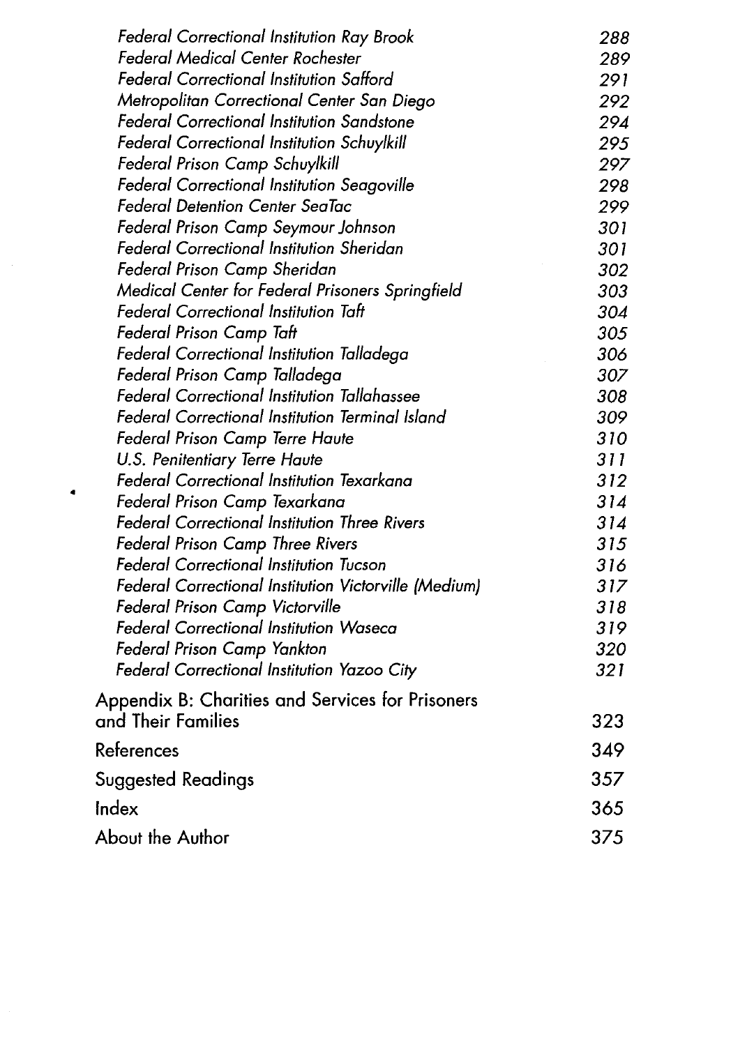*Federal Correctional Institution Ray Brook* 288
*Federal Medical Center Rochester* 289
*Federal Correctional Institution Safford* 291
*Metropolitan Correctional Center San Diego* 292
*Federal Correctional Institution Sandstone* 294
*Federal Correctional Institution Schuylkill* 295
*Federal Prison Camp Schuylkill* 297
*Federal Correctional Institution Seagoville* 298
*Federal Detention Center SeaTac* 299
*Federal Prison Camp Seymour Johnson* 301
*Federal Correctional Institution Sheridan* 301
*Federal Prison Camp Sheridan* 302
*Medical Center for Federal Prisoners Springfield* 303
*Federal Correctional Institution Taft* 304
*Federal Prison Camp Taft* 305
*Federal Correctional Institution Talladega* 306
*Federal Prison Camp Talladega* 307
*Federal Correctional Institution Tallahassee* 308
*Federal Correctional Institution Terminal Island* 309
*Federal Prison Camp Terre Haute* 310
*U.S. Penitentiary Terre Haute* 311
*Federal Correctional Institution Texarkana* 312
*Federal Prison Camp Texarkana* 314
*Federal Correctional Institution Three Rivers* 314
*Federal Prison Camp Three Rivers* 315
*Federal Correctional Institution Tucson* 316
*Federal Correctional Institution Victorville (Medium)* 317
*Federal Prison Camp Victorville* 318
*Federal Correctional Institution Waseca* 319
*Federal Prison Camp Yankton* 320
*Federal Correctional Institution Yazoo City* 321

Appendix B: Charities and Services for Prisoners and Their Families 323

References 349

Suggested Readings 357

Index 365

About the Author 375